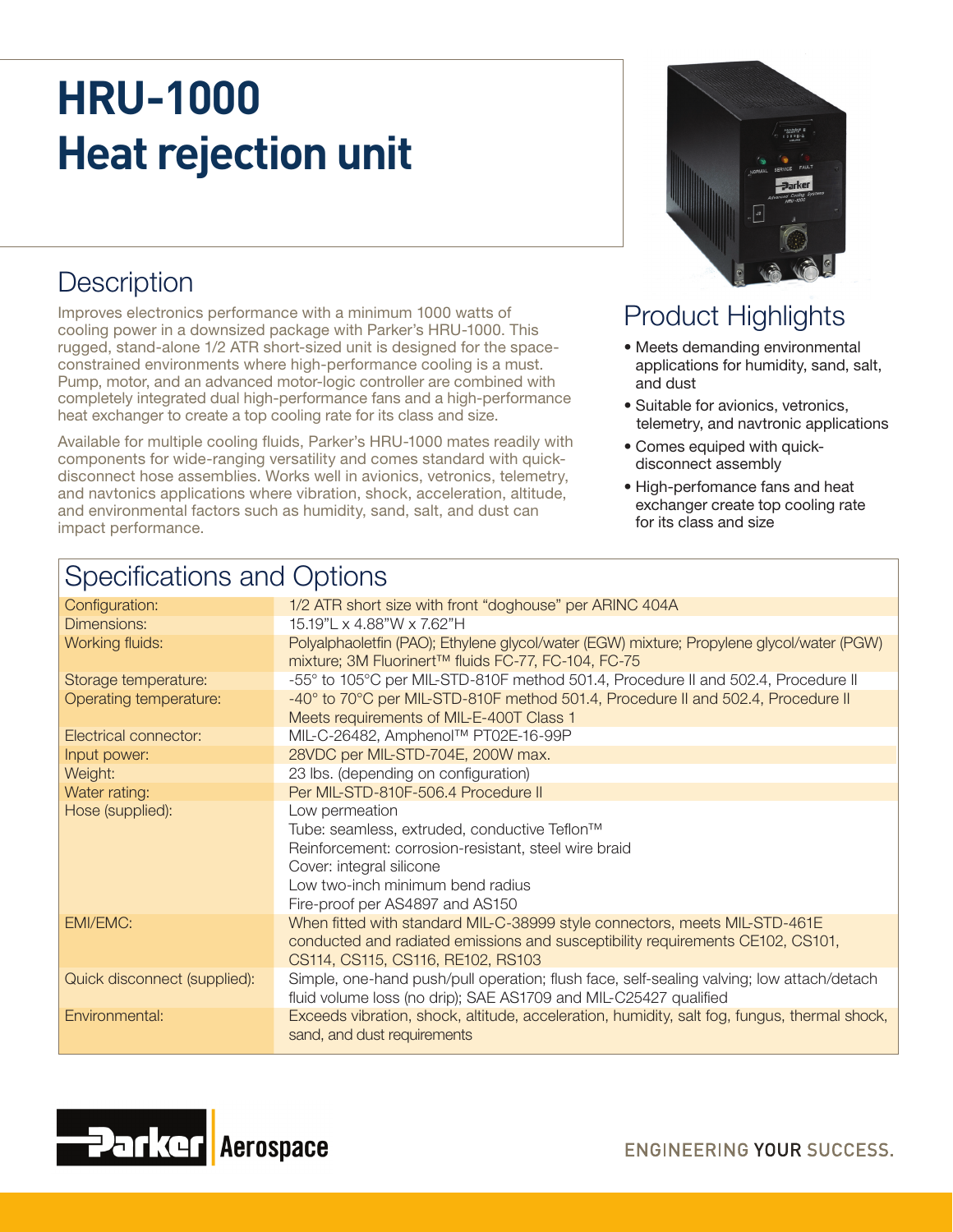# HRU-1000
# Heat rejection unit

## Description

Improves electronics performance with a minimum 1000 watts of cooling power in a downsized package with Parker's HRU-1000. This rugged, stand-alone 1/2 ATR short-sized unit is designed for the space-constrained environments where high-performance cooling is a must. Pump, motor, and an advanced motor-logic controller are combined with completely integrated dual high-performance fans and a high-performance heat exchanger to create a top cooling rate for its class and size.

Available for multiple cooling fluids, Parker's HRU-1000 mates readily with components for wide-ranging versatility and comes standard with quick-disconnect hose assemblies. Works well in avionics, vetronics, telemetry, and navtonics applications where vibration, shock, acceleration, altitude, and environmental factors such as humidity, sand, salt, and dust can impact performance.

## Product Highlights

- Meets demanding environmental applications for humidity, sand, salt, and dust
- Suitable for avionics, vetronics, telemetry, and navtronic applications
- Comes equiped with quick-disconnect assembly
- High-perfomance fans and heat exchanger create top cooling rate for its class and size

## Specifications and Options

| | |
|---|---|
| Configuration: | 1/2 ATR short size with front "doghouse" per ARINC 404A |
| Dimensions: | 15.19"L x 4.88"W x 7.62"H |
| Working fluids: | Polyalphaoletfin (PAO); Ethylene glycol/water (EGW) mixture; Propylene glycol/water (PGW) mixture; 3M Fluorinert™ fluids FC-77, FC-104, FC-75 |
| Storage temperature: | -55° to 105°C per MIL-STD-810F method 501.4, Procedure II and 502.4, Procedure II |
| Operating temperature: | -40° to 70°C per MIL-STD-810F method 501.4, Procedure II and 502.4, Procedure II<br>Meets requirements of MIL-E-400T Class 1 |
| Electrical connector: | MIL-C-26482, Amphenol™ PT02E-16-99P |
| Input power: | 28VDC per MIL-STD-704E, 200W max. |
| Weight: | 23 lbs. (depending on configuration) |
| Water rating: | Per MIL-STD-810F-506.4 Procedure II |
| Hose (supplied): | Low permeation<br>Tube: seamless, extruded, conductive Teflon™<br>Reinforcement: corrosion-resistant, steel wire braid<br>Cover: integral silicone<br>Low two-inch minimum bend radius<br>Fire-proof per AS4897 and AS150 |
| EMI/EMC: | When fitted with standard MIL-C-38999 style connectors, meets MIL-STD-461E conducted and radiated emissions and susceptibility requirements CE102, CS101, CS114, CS115, CS116, RE102, RS103 |
| Quick disconnect (supplied): | Simple, one-hand push/pull operation; flush face, self-sealing valving; low attach/detach fluid volume loss (no drip); SAE AS1709 and MIL-C25427 qualified |
| Environmental: | Exceeds vibration, shock, altitude, acceleration, humidity, salt fog, fungus, thermal shock, sand, and dust requirements |

Parker Aerospace

ENGINEERING YOUR SUCCESS.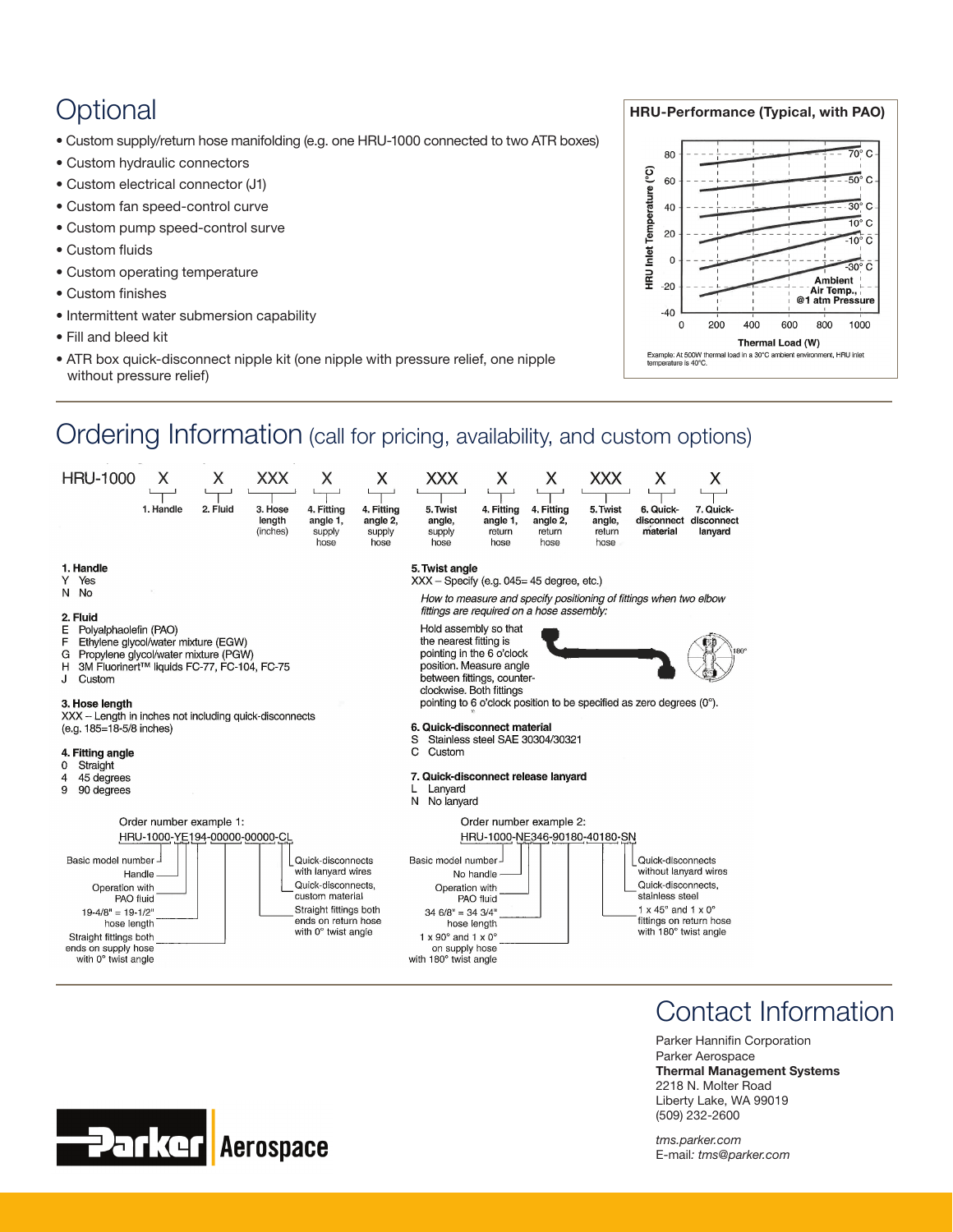# Optional

- Custom supply/return hose manifolding (e.g. one HRU-1000 connected to two ATR boxes)
- Custom hydraulic connectors
- Custom electrical connector (J1)
- Custom fan speed-control curve
- Custom pump speed-control surve
- Custom fluids
- Custom operating temperature
- Custom finishes
- Intermittent water submersion capability
- Fill and bleed kit
- ATR box quick-disconnect nipple kit (one nipple with pressure relief, one nipple without pressure relief)

**HRU-Performance (Typical, with PAO)**

HRU Inlet Temperature (°C)

80
60
40
20
0
-20
-40

0 200 400 600 800 1000

Thermal Load (W)

70° C
50° C
30° C
10° C
-10° C
-30° C

Ambient Air Temp., @1 atm Pressure

Example: At 500W thermal load in a 30°C ambient environment, HRU inlet temperature is 40°C.

# Ordering Information (call for pricing, availability, and custom options)

HRU-1000 X X XXX X X XXX X X XXX X X

1. Handle
2. Fluid
3. Hose length (inches)
4. Fitting angle 1, supply hose
4. Fitting angle 2, supply hose
5. Twist angle, supply hose
4. Fitting angle 1, return hose
4. Fitting angle 2, return hose
5. Twist angle, return hose
6. Quick-disconnect material
7. Quick-disconnect lanyard

**1. Handle**
Y Yes
N No

**2. Fluid**
E Polyalphaolefin (PAO)
F Ethylene glycol/water mixture (EGW)
G Propylene glycol/water mixture (PGW)
H 3M Fluorinert™ liquids FC-77, FC-104, FC-75
J Custom

**3. Hose length**
XXX – Length in inches not including quick-disconnects (e.g. 185=18-5/8 inches)

**4. Fitting angle**
0 Straight
4 45 degrees
9 90 degrees

**5. Twist angle**
XXX – Specify (e.g. 045= 45 degree, etc.)

*How to measure and specify positioning of fittings when two elbow fittings are required on a hose assembly:*

Hold assembly so that the nearest fitting is pointing in the 6 o'clock position. Measure angle between fittings, counter-clockwise. Both fittings pointing to 6 o'clock position to be specified as zero degrees (0°).

180°

**6. Quick-disconnect material**
S Stainless steel SAE 30304/30321
C Custom

**7. Quick-disconnect release lanyard**
L Lanyard
N No lanyard

Order number example 1:

HRU-1000-YE194-00000-00000-CL

- Basic model number
- Handle
- Operation with PAO fluid
- 19-4/8" = 19-1/2" hose length
- Straight fittings both ends on supply hose with 0° twist angle
- Straight fittings both ends on return hose with 0° twist angle
- Quick-disconnects, custom material
- Quick-disconnects with lanyard wires

Order number example 2:

HRU-1000-NE346-90180-40180-SN

- Basic model number
- No handle
- Operation with PAO fluid
- 34 6/8" = 34 3/4" hose length
- 1 x 90° and 1 x 0° on supply hose with 180° twist angle
- 1 x 45° and 1 x 0° fittings on return hose with 180° twist angle
- Quick-disconnects, stainless steel
- Quick-disconnects without lanyard wires

# Contact Information

Parker Hannifin Corporation
Parker Aerospace
**Thermal Management Systems**
2218 N. Molter Road
Liberty Lake, WA 99019
(509) 232-2600

*tms.parker.com*
E-mail: *tms@parker.com*

Parker Aerospace